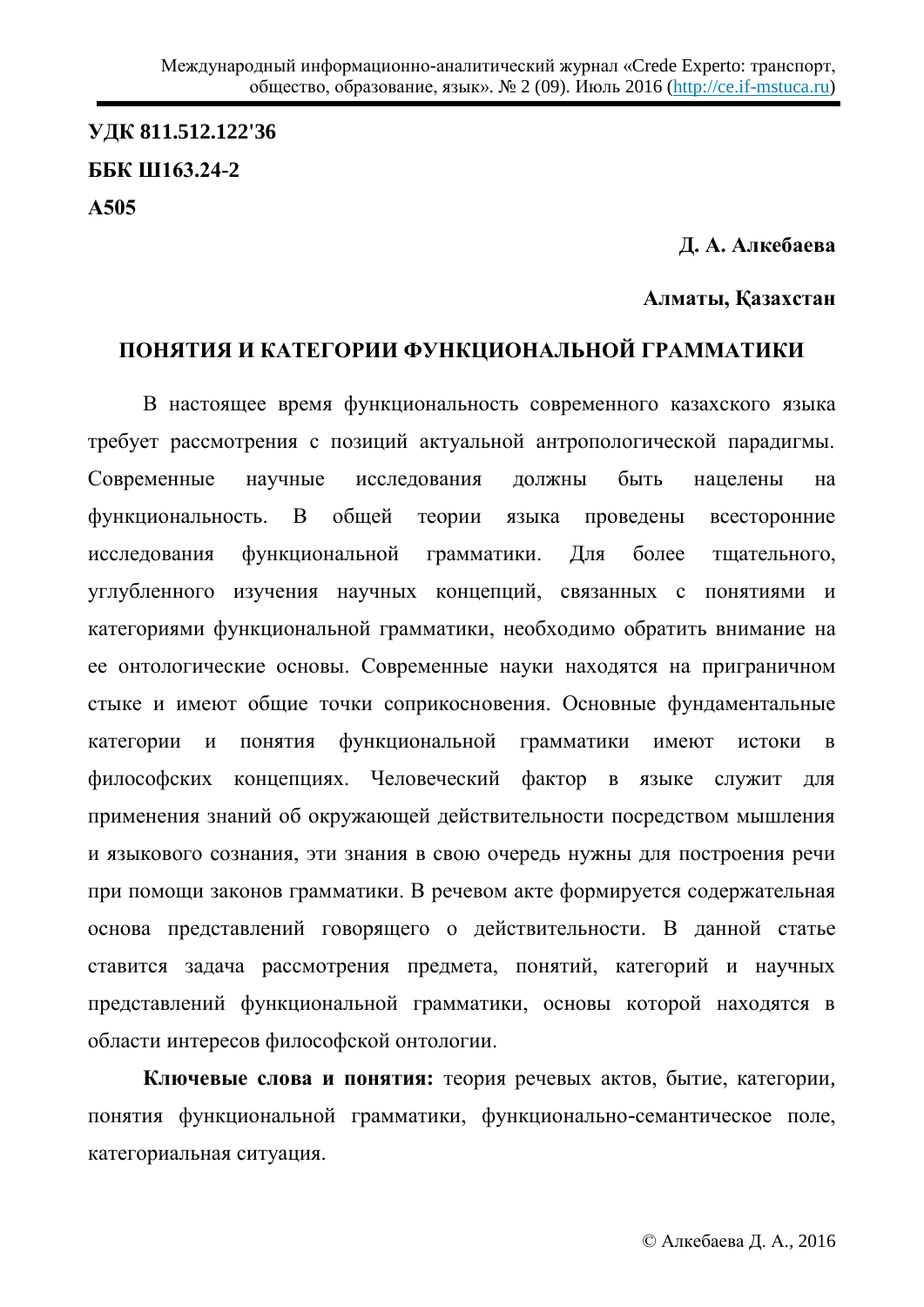**УДК 811.512.122'36**

**ББК Ш163.24-2**

**А505**

**Д. А. Алкебаева**

**Алматы, Қазахстан**

# ПОНЯТИЯ И КАТЕГОРИИ ФУНКЦИОНАЛЬНОЙ ГРАММАТИКИ

В настоящее время функциональность современного казахского языка требует рассмотрения с позиций актуальной антропологической парадигмы. Современные научные исследования должны быть нацелены на функциональность. В общей теории языка проведены всесторонние исследования функциональной грамматики. Для более тщательного, углубленного изучения научных концепций, связанных с понятиями и категориями функциональной грамматики, необходимо обратить внимание на ее онтологические основы. Современные науки находятся на приграничном стыке и имеют общие точки соприкосновения. Основные фундаментальные категории и понятия функциональной грамматики имеют истоки в философских концепциях. Человеческий фактор в языке служит для применения знаний об окружающей действительности посредством мышления и языкового сознания, эти знания в свою очередь нужны для построения речи при помощи законов грамматики. В речевом акте формируется содержательная основа представлений говорящего о действительности. В данной статье ставится задача рассмотрения предмета, понятий, категорий и научных представлений функциональной грамматики, основы которой находятся в области интересов философской онтологии.

**Ключевые слова и понятия:** теория речевых актов, бытие, категории, понятия функциональной грамматики, функционально-семантическое поле, категориальная ситуация.

© Алкебаева Д. А., 2016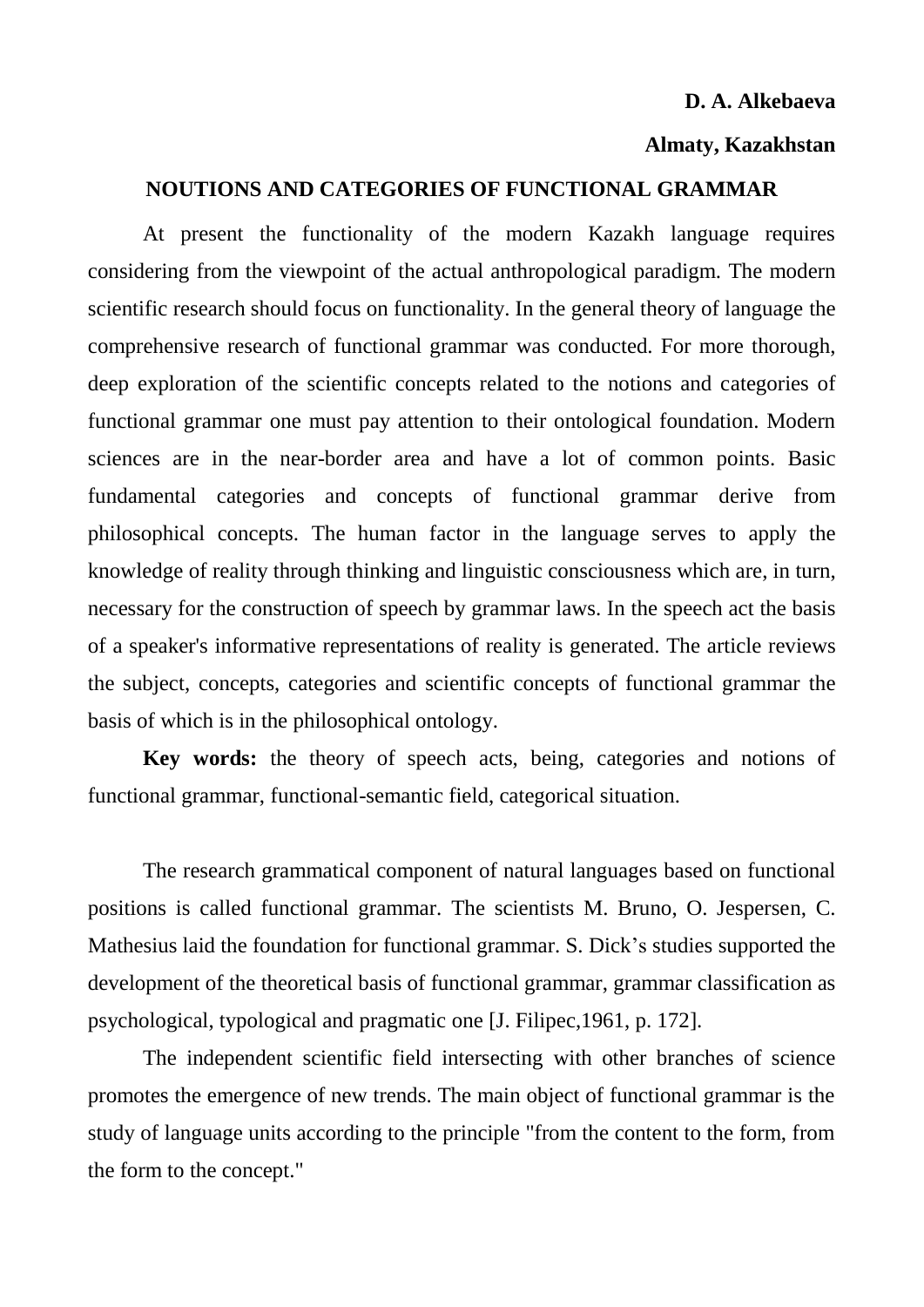**D. A. Alkebaeva**

**Almaty, Kazakhstan**

# NOUTIONS AND CATEGORIES OF FUNCTIONAL GRAMMAR

At present the functionality of the modern Kazakh language requires considering from the viewpoint of the actual anthropological paradigm. The modern scientific research should focus on functionality. In the general theory of language the comprehensive research of functional grammar was conducted. For more thorough, deep exploration of the scientific concepts related to the notions and categories of functional grammar one must pay attention to their ontological foundation. Modern sciences are in the near-border area and have a lot of common points. Basic fundamental categories and concepts of functional grammar derive from philosophical concepts. The human factor in the language serves to apply the knowledge of reality through thinking and linguistic consciousness which are, in turn, necessary for the construction of speech by grammar laws. In the speech act the basis of a speaker's informative representations of reality is generated. The article reviews the subject, concepts, categories and scientific concepts of functional grammar the basis of which is in the philosophical ontology.

**Key words:** the theory of speech acts, being, categories and notions of functional grammar, functional-semantic field, categorical situation.

The research grammatical component of natural languages based on functional positions is called functional grammar. The scientists M. Bruno, O. Jespersen, C. Mathesius laid the foundation for functional grammar. S. Dick's studies supported the development of the theoretical basis of functional grammar, grammar classification as psychological, typological and pragmatic one [J. Filipec,1961, p. 172].

The independent scientific field intersecting with other branches of science promotes the emergence of new trends. The main object of functional grammar is the study of language units according to the principle "from the content to the form, from the form to the concept."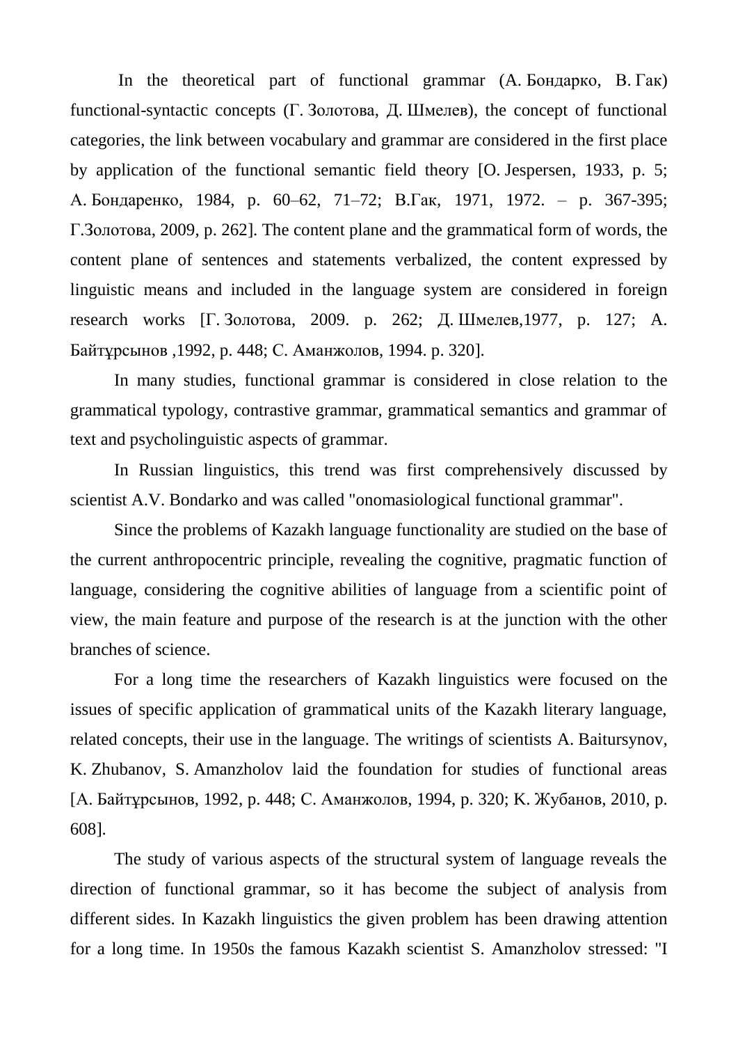In the theoretical part of functional grammar (А. Бондарко, В. Гак) functional-syntactic concepts (Г. Золотова, Д. Шмелев), the concept of functional categories, the link between vocabulary and grammar are considered in the first place by application of the functional semantic field theory [O. Jespersen, 1933, p. 5; А. Бондаренко, 1984, p. 60–62, 71–72; В.Гак, 1971, 1972. – p. 367-395; Г.Золотова, 2009, p. 262]. The content plane and the grammatical form of words, the content plane of sentences and statements verbalized, the content expressed by linguistic means and included in the language system are considered in foreign research works [Г. Золотова, 2009. p. 262; Д. Шмелев,1977, p. 127; А. Байтұрсынов ,1992, p. 448; С. Аманжолов, 1994. p. 320].

In many studies, functional grammar is considered in close relation to the grammatical typology, contrastive grammar, grammatical semantics and grammar of text and psycholinguistic aspects of grammar.

In Russian linguistics, this trend was first comprehensively discussed by scientist A.V. Bondarko and was called "onomasiological functional grammar".

Since the problems of Kazakh language functionality are studied on the base of the current anthropocentric principle, revealing the cognitive, pragmatic function of language, considering the cognitive abilities of language from a scientific point of view, the main feature and purpose of the research is at the junction with the other branches of science.

For a long time the researchers of Kazakh linguistics were focused on the issues of specific application of grammatical units of the Kazakh literary language, related concepts, their use in the language. The writings of scientists A. Baitursynov, K. Zhubanov, S. Amanzholov laid the foundation for studies of functional areas [А. Байтұрсынов, 1992, p. 448; С. Аманжолов, 1994, p. 320; К. Жубанов, 2010, p. 608].

The study of various aspects of the structural system of language reveals the direction of functional grammar, so it has become the subject of analysis from different sides. In Kazakh linguistics the given problem has been drawing attention for a long time. In 1950s the famous Kazakh scientist S. Amanzholov stressed: "I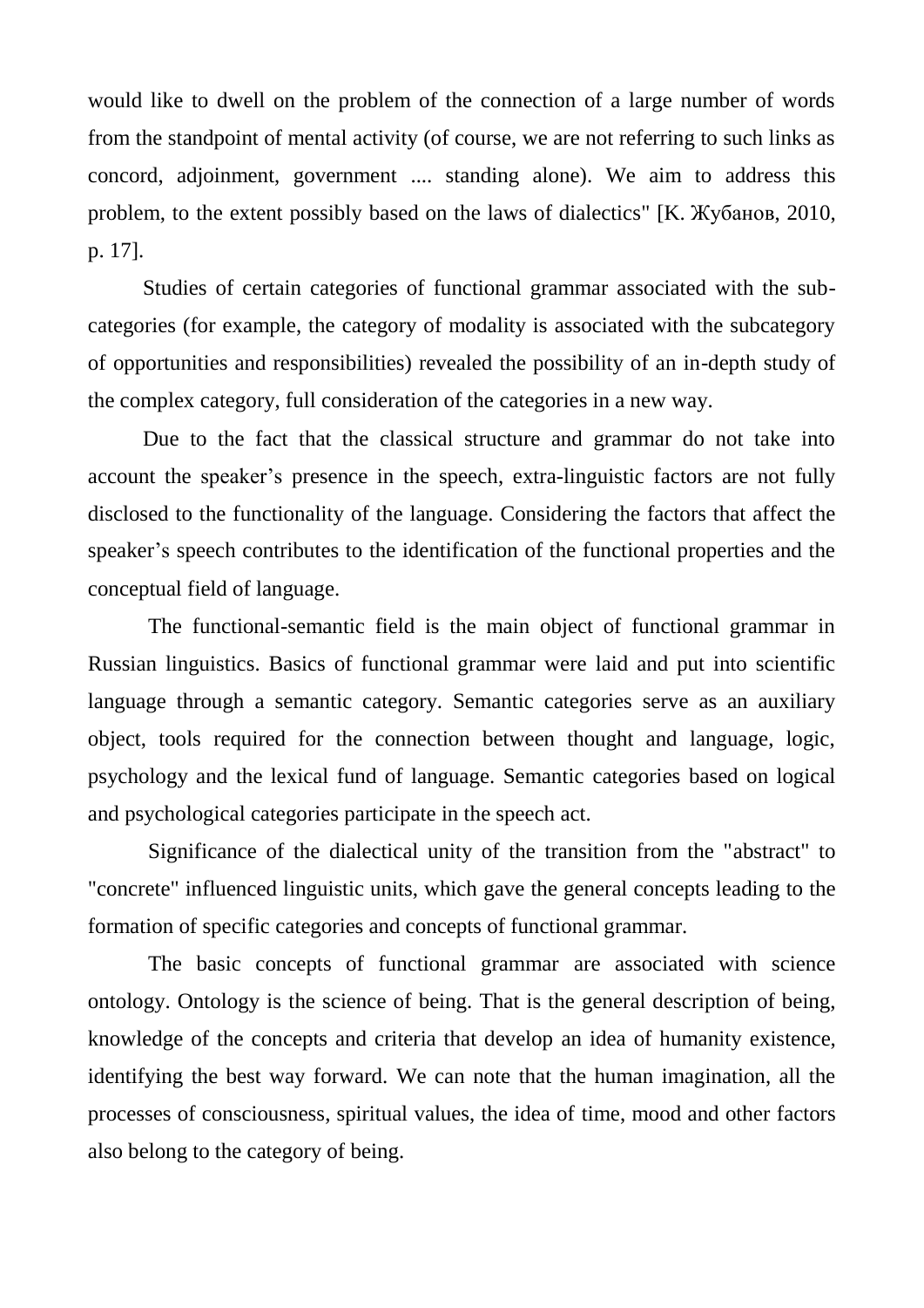would like to dwell on the problem of the connection of a large number of words from the standpoint of mental activity (of course, we are not referring to such links as concord, adjoinment, government .... standing alone). We aim to address this problem, to the extent possibly based on the laws of dialectics" [К. Жубанов, 2010, p. 17].

Studies of certain categories of functional grammar associated with the sub-categories (for example, the category of modality is associated with the subcategory of opportunities and responsibilities) revealed the possibility of an in-depth study of the complex category, full consideration of the categories in a new way.

Due to the fact that the classical structure and grammar do not take into account the speaker's presence in the speech, extra-linguistic factors are not fully disclosed to the functionality of the language. Considering the factors that affect the speaker's speech contributes to the identification of the functional properties and the conceptual field of language.

The functional-semantic field is the main object of functional grammar in Russian linguistics. Basics of functional grammar were laid and put into scientific language through a semantic category. Semantic categories serve as an auxiliary object, tools required for the connection between thought and language, logic, psychology and the lexical fund of language. Semantic categories based on logical and psychological categories participate in the speech act.

Significance of the dialectical unity of the transition from the "abstract" to "concrete" influenced linguistic units, which gave the general concepts leading to the formation of specific categories and concepts of functional grammar.

The basic concepts of functional grammar are associated with science ontology. Ontology is the science of being. That is the general description of being, knowledge of the concepts and criteria that develop an idea of humanity existence, identifying the best way forward. We can note that the human imagination, all the processes of consciousness, spiritual values, the idea of time, mood and other factors also belong to the category of being.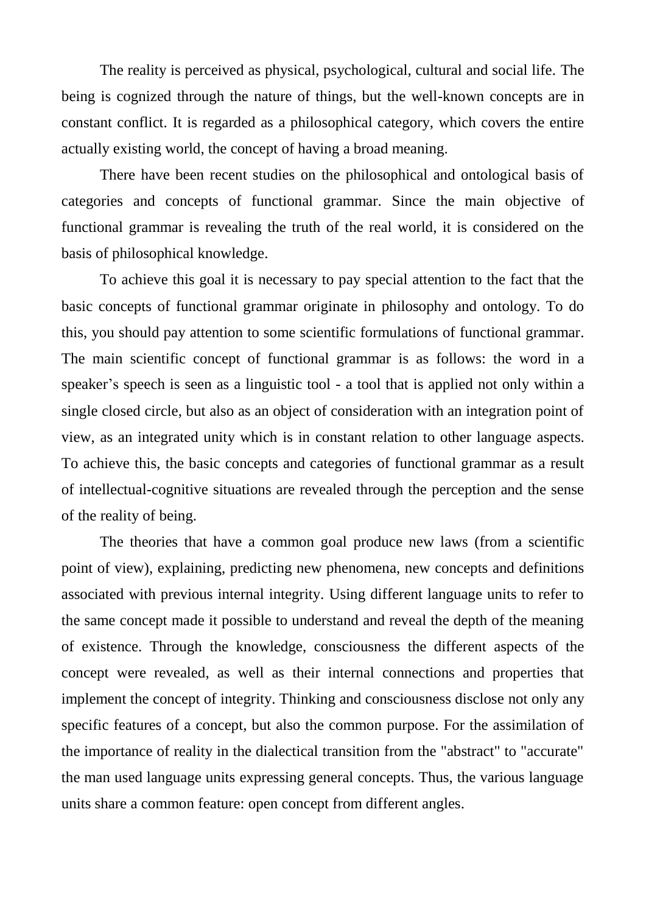The reality is perceived as physical, psychological, cultural and social life. The being is cognized through the nature of things, but the well-known concepts are in constant conflict. It is regarded as a philosophical category, which covers the entire actually existing world, the concept of having a broad meaning.

There have been recent studies on the philosophical and ontological basis of categories and concepts of functional grammar. Since the main objective of functional grammar is revealing the truth of the real world, it is considered on the basis of philosophical knowledge.

To achieve this goal it is necessary to pay special attention to the fact that the basic concepts of functional grammar originate in philosophy and ontology. To do this, you should pay attention to some scientific formulations of functional grammar. The main scientific concept of functional grammar is as follows: the word in a speaker's speech is seen as a linguistic tool - a tool that is applied not only within a single closed circle, but also as an object of consideration with an integration point of view, as an integrated unity which is in constant relation to other language aspects. To achieve this, the basic concepts and categories of functional grammar as a result of intellectual-cognitive situations are revealed through the perception and the sense of the reality of being.

The theories that have a common goal produce new laws (from a scientific point of view), explaining, predicting new phenomena, new concepts and definitions associated with previous internal integrity. Using different language units to refer to the same concept made it possible to understand and reveal the depth of the meaning of existence. Through the knowledge, consciousness the different aspects of the concept were revealed, as well as their internal connections and properties that implement the concept of integrity. Thinking and consciousness disclose not only any specific features of a concept, but also the common purpose. For the assimilation of the importance of reality in the dialectical transition from the "abstract" to "accurate" the man used language units expressing general concepts. Thus, the various language units share a common feature: open concept from different angles.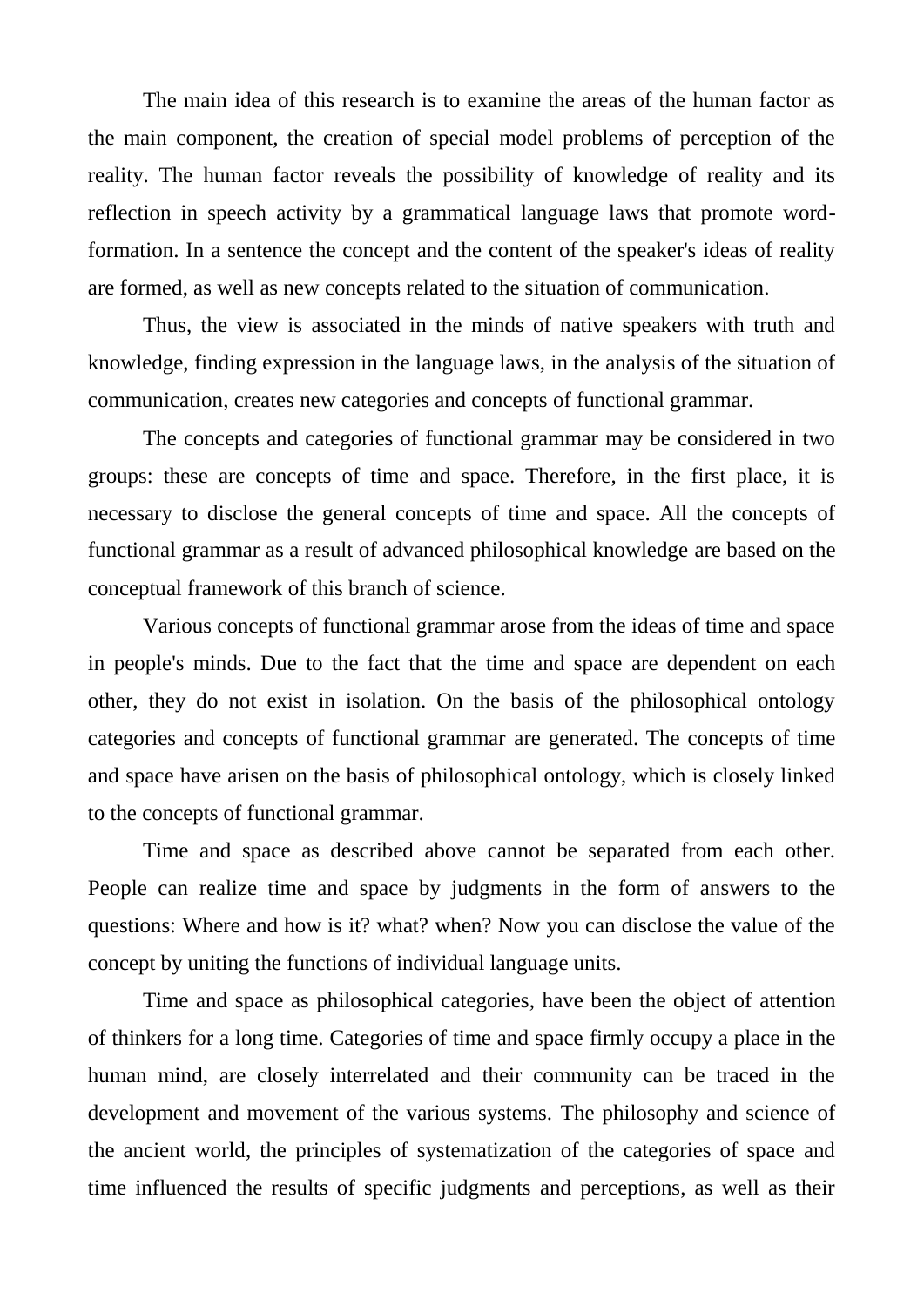The main idea of this research is to examine the areas of the human factor as the main component, the creation of special model problems of perception of the reality. The human factor reveals the possibility of knowledge of reality and its reflection in speech activity by a grammatical language laws that promote word-formation. In a sentence the concept and the content of the speaker's ideas of reality are formed, as well as new concepts related to the situation of communication.

Thus, the view is associated in the minds of native speakers with truth and knowledge, finding expression in the language laws, in the analysis of the situation of communication, creates new categories and concepts of functional grammar.

The concepts and categories of functional grammar may be considered in two groups: these are concepts of time and space. Therefore, in the first place, it is necessary to disclose the general concepts of time and space. All the concepts of functional grammar as a result of advanced philosophical knowledge are based on the conceptual framework of this branch of science.

Various concepts of functional grammar arose from the ideas of time and space in people's minds. Due to the fact that the time and space are dependent on each other, they do not exist in isolation. On the basis of the philosophical ontology categories and concepts of functional grammar are generated. The concepts of time and space have arisen on the basis of philosophical ontology, which is closely linked to the concepts of functional grammar.

Time and space as described above cannot be separated from each other. People can realize time and space by judgments in the form of answers to the questions: Where and how is it? what? when? Now you can disclose the value of the concept by uniting the functions of individual language units.

Time and space as philosophical categories, have been the object of attention of thinkers for a long time. Categories of time and space firmly occupy a place in the human mind, are closely interrelated and their community can be traced in the development and movement of the various systems. The philosophy and science of the ancient world, the principles of systematization of the categories of space and time influenced the results of specific judgments and perceptions, as well as their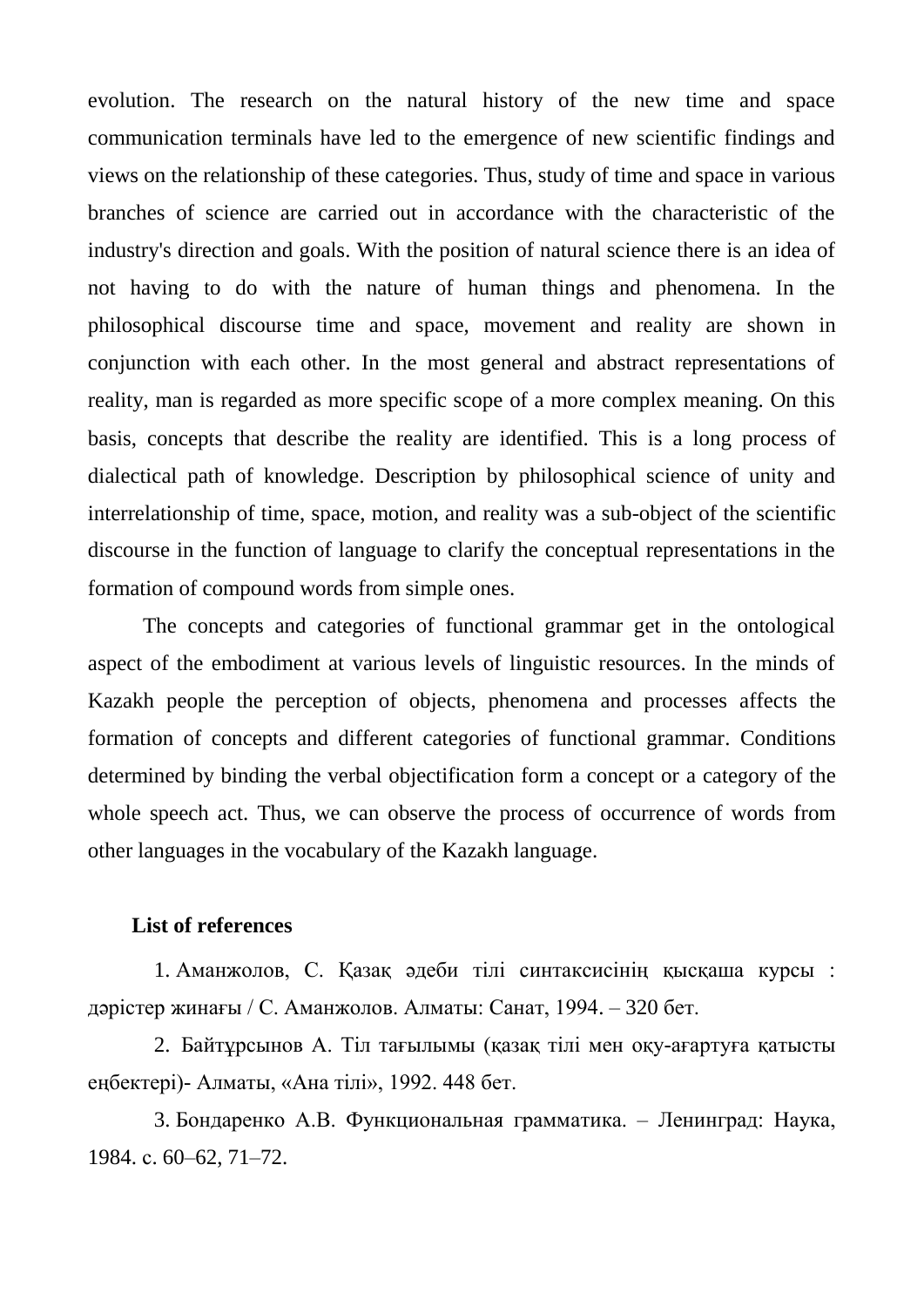evolution. The research on the natural history of the new time and space communication terminals have led to the emergence of new scientific findings and views on the relationship of these categories. Thus, study of time and space in various branches of science are carried out in accordance with the characteristic of the industry's direction and goals. With the position of natural science there is an idea of not having to do with the nature of human things and phenomena. In the philosophical discourse time and space, movement and reality are shown in conjunction with each other. In the most general and abstract representations of reality, man is regarded as more specific scope of a more complex meaning. On this basis, concepts that describe the reality are identified. This is a long process of dialectical path of knowledge. Description by philosophical science of unity and interrelationship of time, space, motion, and reality was a sub-object of the scientific discourse in the function of language to clarify the conceptual representations in the formation of compound words from simple ones.

The concepts and categories of functional grammar get in the ontological aspect of the embodiment at various levels of linguistic resources. In the minds of Kazakh people the perception of objects, phenomena and processes affects the formation of concepts and different categories of functional grammar. Conditions determined by binding the verbal objectification form a concept or a category of the whole speech act. Thus, we can observe the process of occurrence of words from other languages in the vocabulary of the Kazakh language.

**List of references**

1. Аманжолов, С. Қазақ әдеби тілі синтаксисінің қысқаша курсы : дәрістер жинағы / С. Аманжолов. Алматы: Санат, 1994. – 320 бет.
2. Байтұрсынов А. Тіл тағылымы (қазақ тілі мен оқу-ағартуға қатысты еңбектері)- Алматы, «Ана тілі», 1992. 448 бет.
3. Бондаренко А.В. Функциональная грамматика. – Ленинград: Наука, 1984. с. 60–62, 71–72.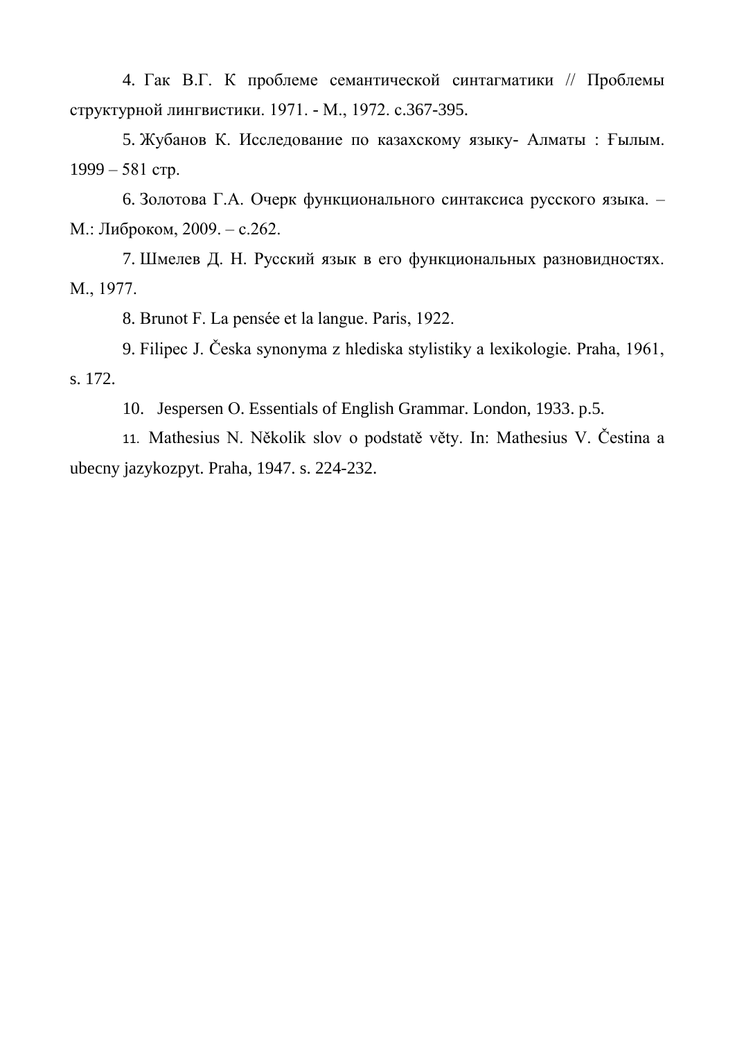4. Гак В.Г. К проблеме семантической синтагматики // Проблемы структурной лингвистики. 1971. - М., 1972. с.367-395.

5. Жубанов К. Исследование по казахскому языку- Алматы : Ғылым. 1999 – 581 стр.

6. Золотова Г.А. Очерк функционального синтаксиса русского языка. – М.: Либроком, 2009. – с.262.

7. Шмелев Д. Н. Русский язык в его функциональных разновидностях. М., 1977.

8. Brunot F. La pensée et la langue. Paris, 1922.

9. Filipec J. Česka synonyma z hlediska stylistiky a lexikologie. Praha, 1961, s. 172.

10. Jespersen O. Essentials of English Grammar. London, 1933. p.5.

11. Mathesius N. Několik slov o podstatě věty. In: Mathesius V. Čestina a ubecny jazykozpyt. Praha, 1947. s. 224-232.